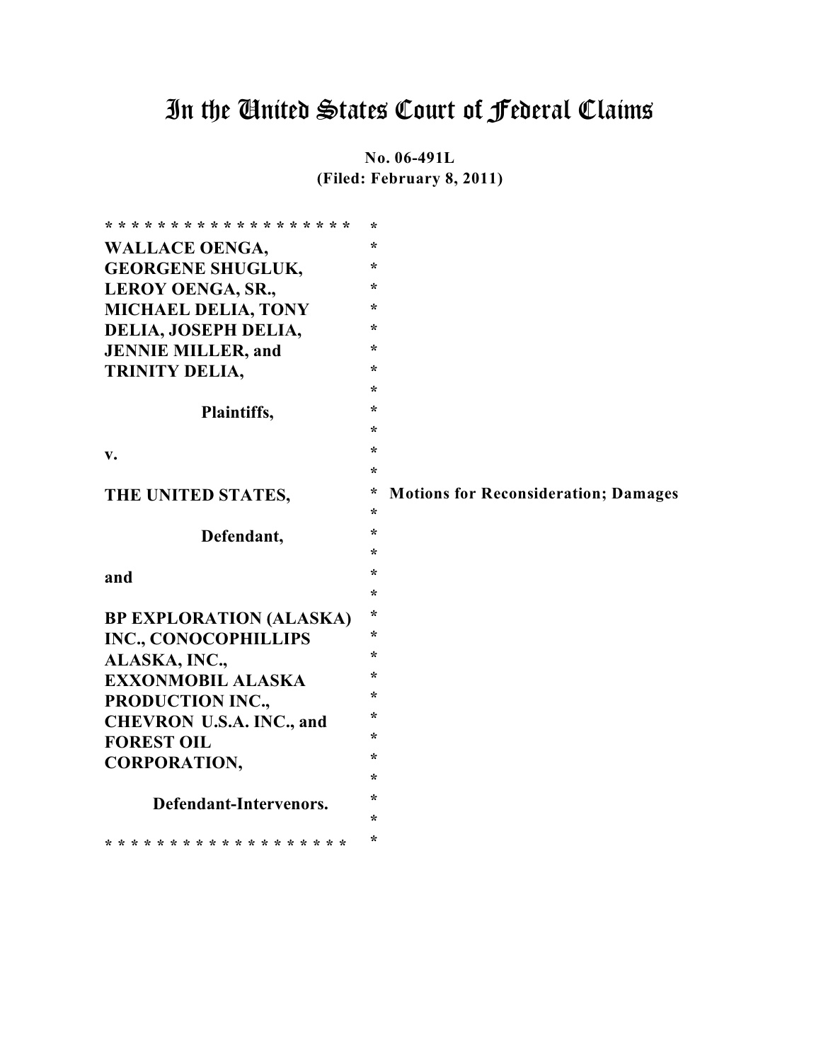# In the United States Court of Federal Claims

**No. 06-491L**
**(Filed: February 8, 2011)**

* * * * * * * * * * * * * * * * * * *

**WALLACE OENGA,**
**GEORGENE SHUGLUK,**
**LEROY OENGA, SR.,**
**MICHAEL DELIA, TONY DELIA, JOSEPH DELIA,**
**JENNIE MILLER, and**
**TRINITY DELIA,**

**Plaintiffs,**

**v.**

**THE UNITED STATES,**

**Defendant,**

**and**

**BP EXPLORATION (ALASKA) INC., CONOCOPHILLIPS ALASKA, INC.,**
**EXXONMOBIL ALASKA PRODUCTION INC.,**
**CHEVRON U.S.A. INC., and**
**FOREST OIL CORPORATION,**

**Defendant-Intervenors.**

* * * * * * * * * * * * * * * * * * *

**Motions for Reconsideration; Damages**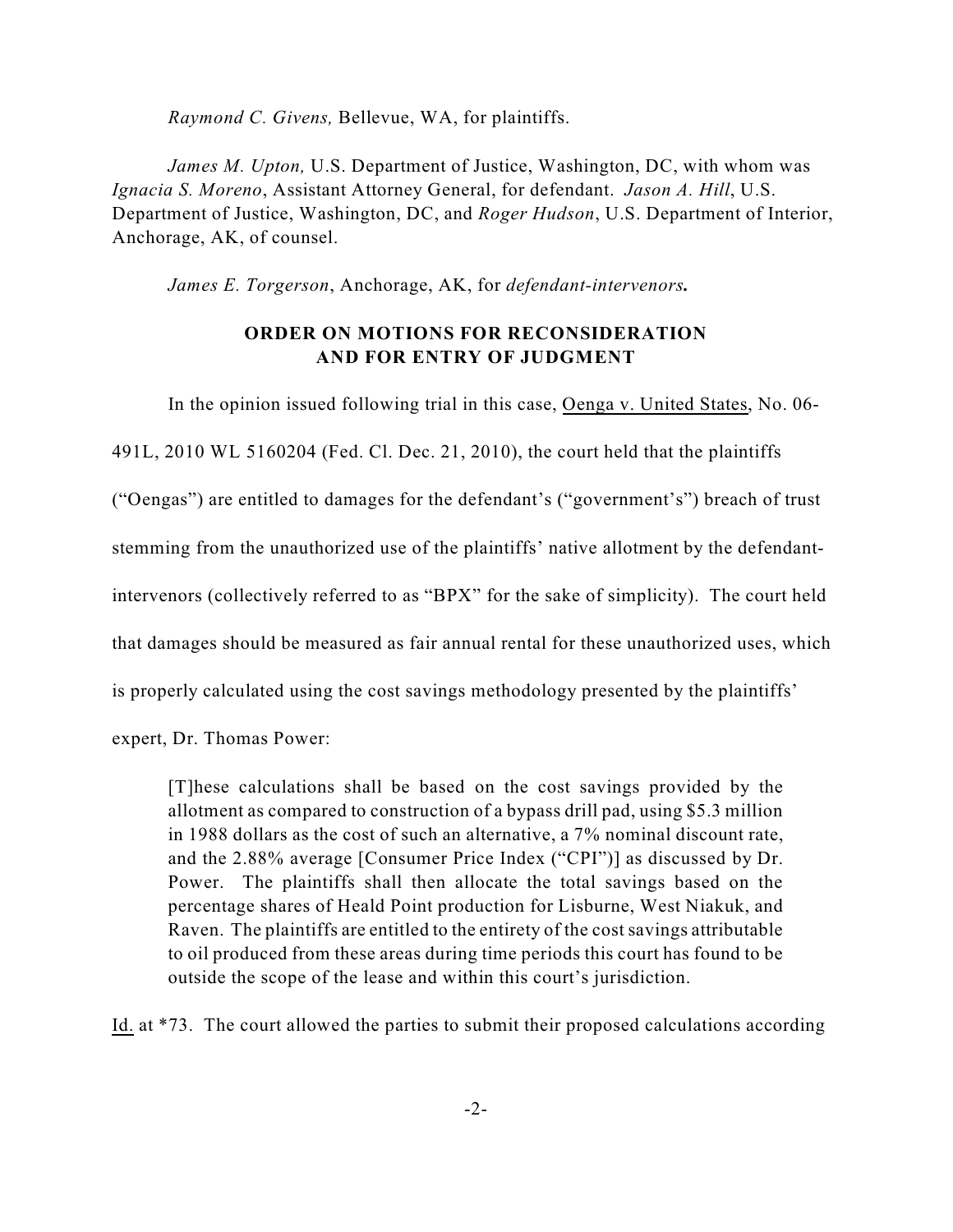*Raymond C. Givens,* Bellevue, WA, for plaintiffs.

*James M. Upton,* U.S. Department of Justice, Washington, DC, with whom was *Ignacia S. Moreno*, Assistant Attorney General, for defendant. *Jason A. Hill*, U.S. Department of Justice, Washington, DC, and *Roger Hudson*, U.S. Department of Interior, Anchorage, AK, of counsel.

*James E. Torgerson*, Anchorage, AK, for ***defendant-intervenors.***

## ORDER ON MOTIONS FOR RECONSIDERATION AND FOR ENTRY OF JUDGMENT

In the opinion issued following trial in this case, Oenga v. United States, No. 06-491L, 2010 WL 5160204 (Fed. Cl. Dec. 21, 2010), the court held that the plaintiffs ("Oengas") are entitled to damages for the defendant's ("government's") breach of trust stemming from the unauthorized use of the plaintiffs' native allotment by the defendant-intervenors (collectively referred to as "BPX" for the sake of simplicity). The court held that damages should be measured as fair annual rental for these unauthorized uses, which is properly calculated using the cost savings methodology presented by the plaintiffs' expert, Dr. Thomas Power:

> [T]hese calculations shall be based on the cost savings provided by the allotment as compared to construction of a bypass drill pad, using $5.3 million in 1988 dollars as the cost of such an alternative, a 7% nominal discount rate, and the 2.88% average [Consumer Price Index ("CPI")] as discussed by Dr. Power. The plaintiffs shall then allocate the total savings based on the percentage shares of Heald Point production for Lisburne, West Niakuk, and Raven. The plaintiffs are entitled to the entirety of the cost savings attributable to oil produced from these areas during time periods this court has found to be outside the scope of the lease and within this court's jurisdiction.

Id. at *73. The court allowed the parties to submit their proposed calculations according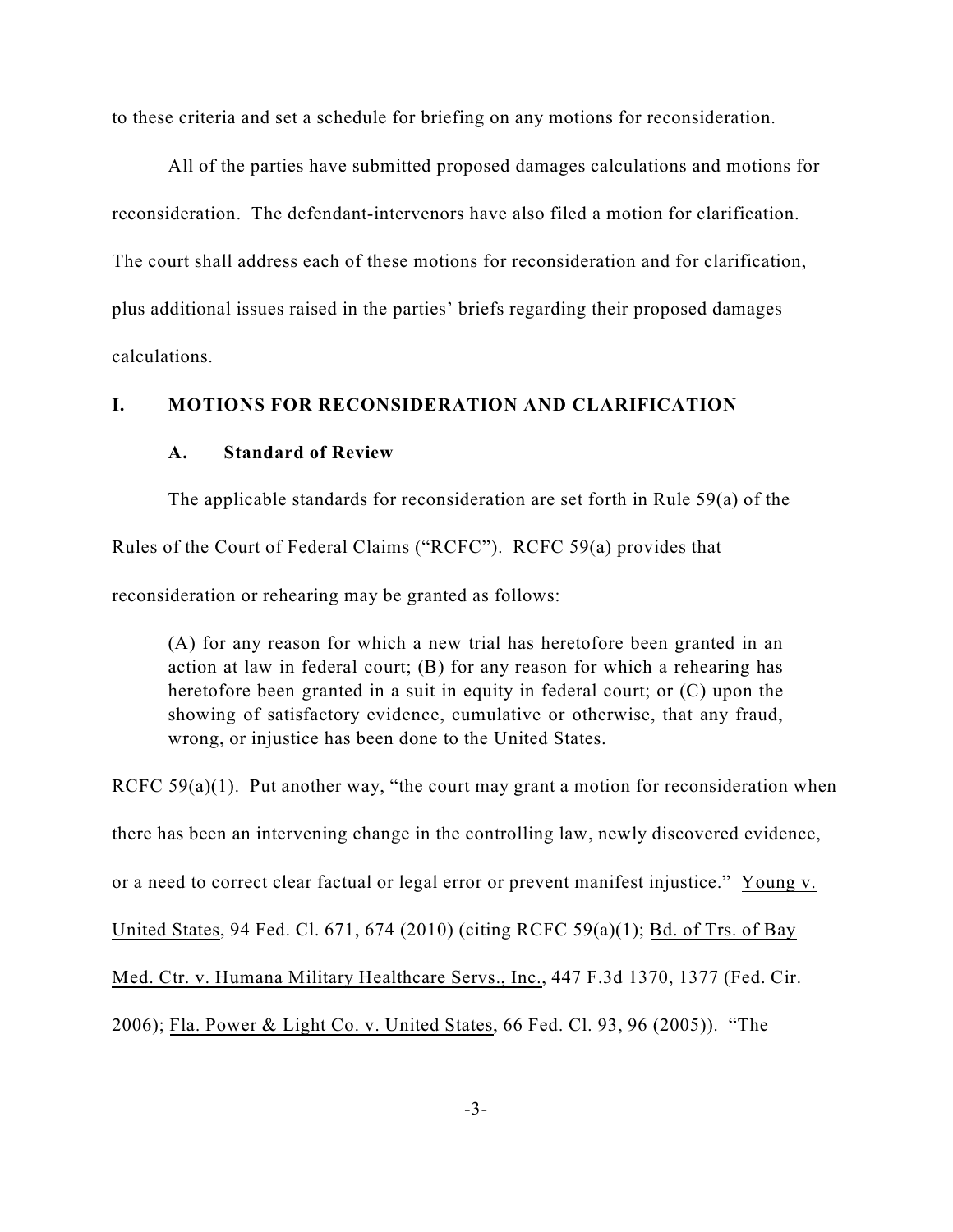to these criteria and set a schedule for briefing on any motions for reconsideration.

All of the parties have submitted proposed damages calculations and motions for reconsideration. The defendant-intervenors have also filed a motion for clarification. The court shall address each of these motions for reconsideration and for clarification, plus additional issues raised in the parties' briefs regarding their proposed damages calculations.

## I. MOTIONS FOR RECONSIDERATION AND CLARIFICATION

### A. Standard of Review

The applicable standards for reconsideration are set forth in Rule 59(a) of the Rules of the Court of Federal Claims ("RCFC"). RCFC 59(a) provides that reconsideration or rehearing may be granted as follows:

> (A) for any reason for which a new trial has heretofore been granted in an action at law in federal court; (B) for any reason for which a rehearing has heretofore been granted in a suit in equity in federal court; or (C) upon the showing of satisfactory evidence, cumulative or otherwise, that any fraud, wrong, or injustice has been done to the United States.

RCFC 59(a)(1). Put another way, "the court may grant a motion for reconsideration when there has been an intervening change in the controlling law, newly discovered evidence, or a need to correct clear factual or legal error or prevent manifest injustice." Young v. United States, 94 Fed. Cl. 671, 674 (2010) (citing RCFC 59(a)(1); Bd. of Trs. of Bay Med. Ctr. v. Humana Military Healthcare Servs., Inc., 447 F.3d 1370, 1377 (Fed. Cir. 2006); Fla. Power & Light Co. v. United States, 66 Fed. Cl. 93, 96 (2005)). "The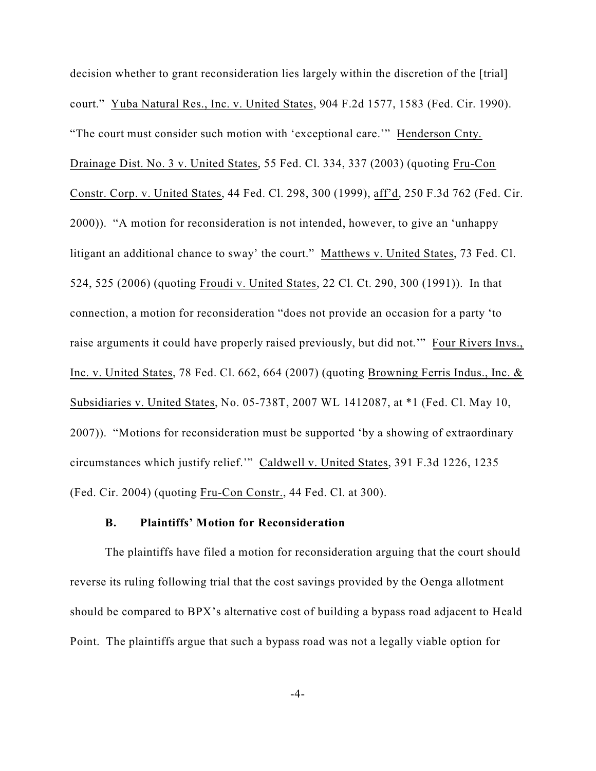decision whether to grant reconsideration lies largely within the discretion of the [trial] court." Yuba Natural Res., Inc. v. United States, 904 F.2d 1577, 1583 (Fed. Cir. 1990). "The court must consider such motion with 'exceptional care.'" Henderson Cnty. Drainage Dist. No. 3 v. United States, 55 Fed. Cl. 334, 337 (2003) (quoting Fru-Con Constr. Corp. v. United States, 44 Fed. Cl. 298, 300 (1999), aff'd, 250 F.3d 762 (Fed. Cir. 2000)). "A motion for reconsideration is not intended, however, to give an 'unhappy litigant an additional chance to sway' the court." Matthews v. United States, 73 Fed. Cl. 524, 525 (2006) (quoting Froudi v. United States, 22 Cl. Ct. 290, 300 (1991)). In that connection, a motion for reconsideration "does not provide an occasion for a party 'to raise arguments it could have properly raised previously, but did not.'" Four Rivers Invs., Inc. v. United States, 78 Fed. Cl. 662, 664 (2007) (quoting Browning Ferris Indus., Inc. & Subsidiaries v. United States, No. 05-738T, 2007 WL 1412087, at *1 (Fed. Cl. May 10, 2007)). "Motions for reconsideration must be supported 'by a showing of extraordinary circumstances which justify relief.'" Caldwell v. United States, 391 F.3d 1226, 1235 (Fed. Cir. 2004) (quoting Fru-Con Constr., 44 Fed. Cl. at 300).

### B. Plaintiffs' Motion for Reconsideration

The plaintiffs have filed a motion for reconsideration arguing that the court should reverse its ruling following trial that the cost savings provided by the Oenga allotment should be compared to BPX's alternative cost of building a bypass road adjacent to Heald Point. The plaintiffs argue that such a bypass road was not a legally viable option for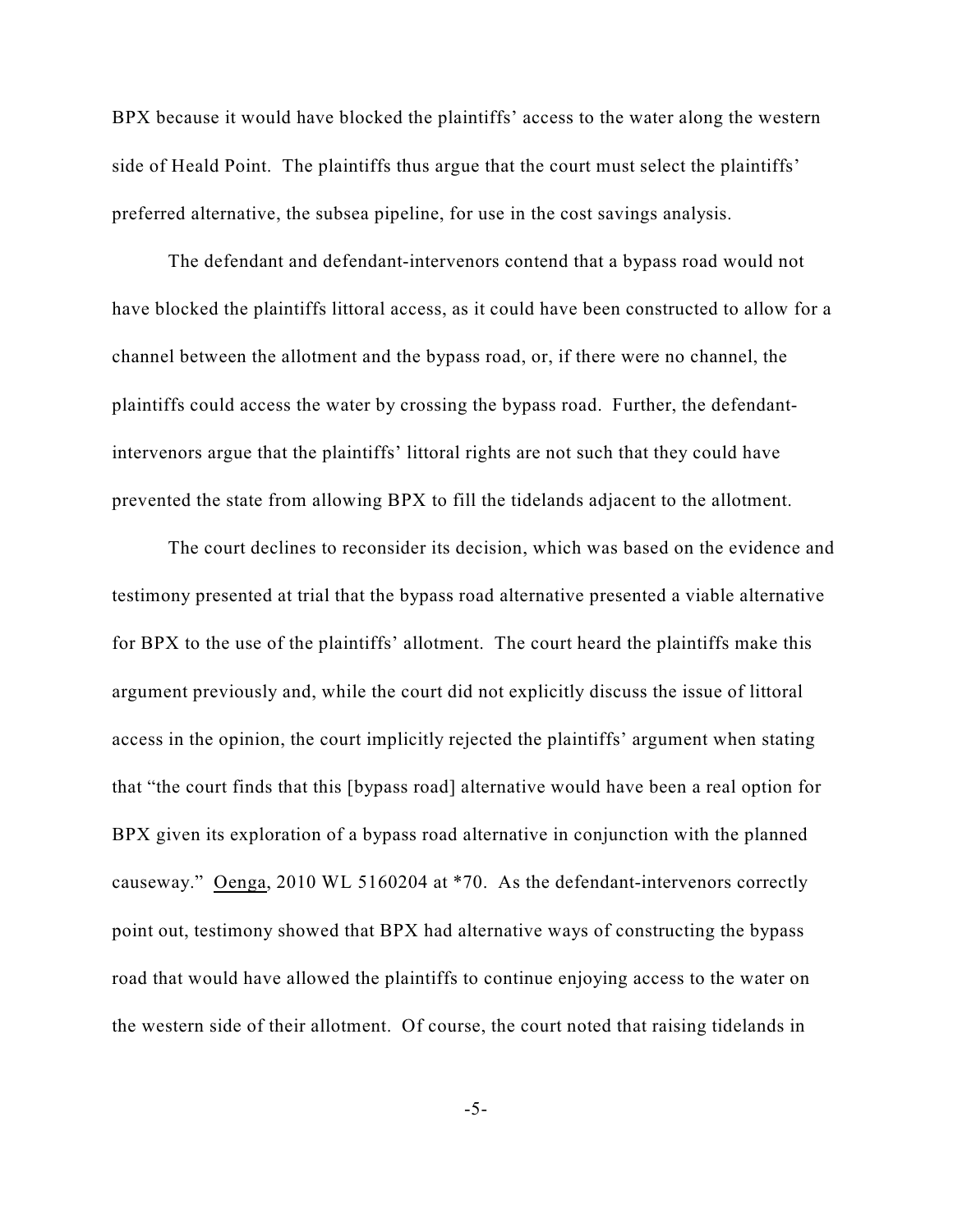BPX because it would have blocked the plaintiffs' access to the water along the western side of Heald Point. The plaintiffs thus argue that the court must select the plaintiffs' preferred alternative, the subsea pipeline, for use in the cost savings analysis.

The defendant and defendant-intervenors contend that a bypass road would not have blocked the plaintiffs littoral access, as it could have been constructed to allow for a channel between the allotment and the bypass road, or, if there were no channel, the plaintiffs could access the water by crossing the bypass road. Further, the defendant-intervenors argue that the plaintiffs' littoral rights are not such that they could have prevented the state from allowing BPX to fill the tidelands adjacent to the allotment.

The court declines to reconsider its decision, which was based on the evidence and testimony presented at trial that the bypass road alternative presented a viable alternative for BPX to the use of the plaintiffs' allotment. The court heard the plaintiffs make this argument previously and, while the court did not explicitly discuss the issue of littoral access in the opinion, the court implicitly rejected the plaintiffs' argument when stating that "the court finds that this [bypass road] alternative would have been a real option for BPX given its exploration of a bypass road alternative in conjunction with the planned causeway." Oenga, 2010 WL 5160204 at *70. As the defendant-intervenors correctly point out, testimony showed that BPX had alternative ways of constructing the bypass road that would have allowed the plaintiffs to continue enjoying access to the water on the western side of their allotment. Of course, the court noted that raising tidelands in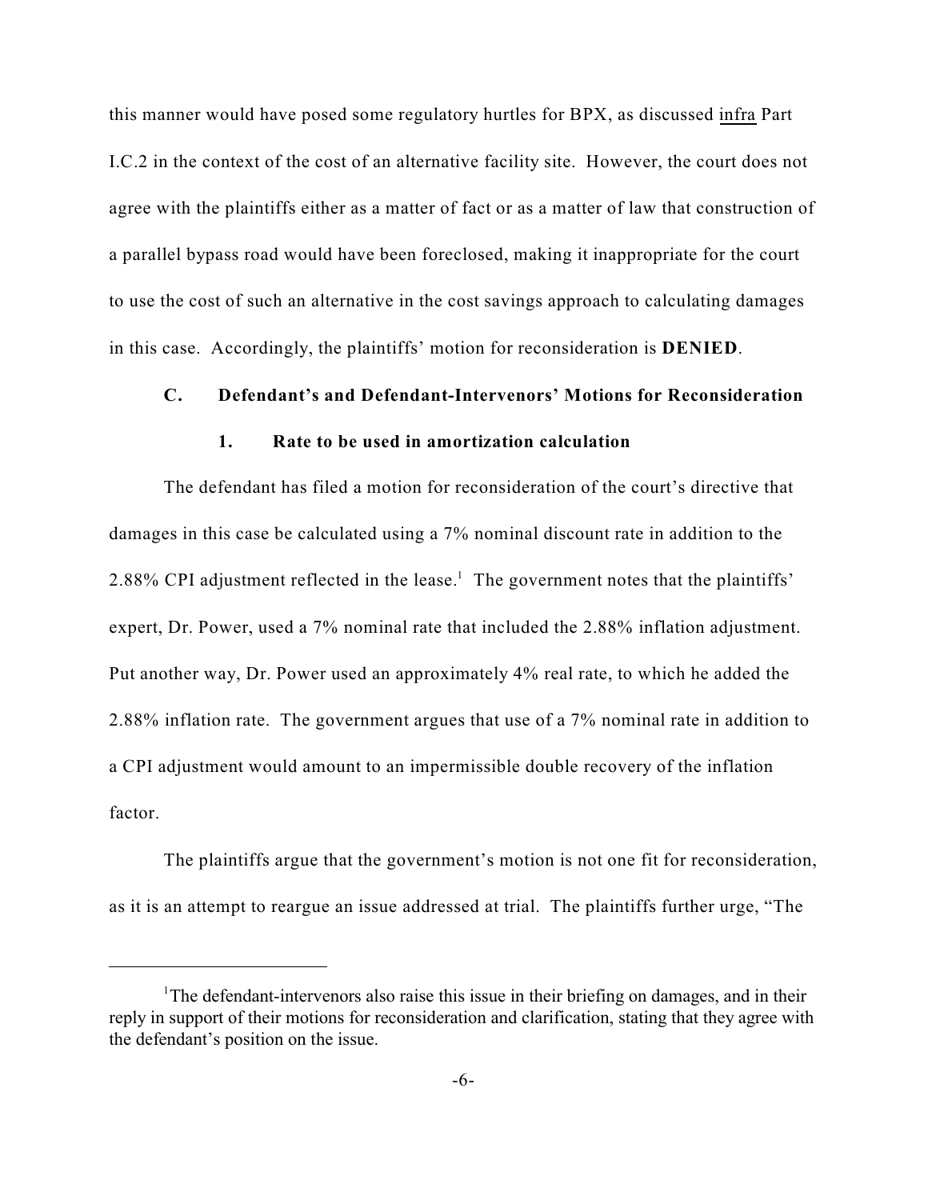this manner would have posed some regulatory hurtles for BPX, as discussed infra Part I.C.2 in the context of the cost of an alternative facility site. However, the court does not agree with the plaintiffs either as a matter of fact or as a matter of law that construction of a parallel bypass road would have been foreclosed, making it inappropriate for the court to use the cost of such an alternative in the cost savings approach to calculating damages in this case. Accordingly, the plaintiffs' motion for reconsideration is **DENIED**.

### C. Defendant's and Defendant-Intervenors' Motions for Reconsideration

#### 1. Rate to be used in amortization calculation

The defendant has filed a motion for reconsideration of the court's directive that damages in this case be calculated using a 7% nominal discount rate in addition to the 2.88% CPI adjustment reflected in the lease.[1] The government notes that the plaintiffs' expert, Dr. Power, used a 7% nominal rate that included the 2.88% inflation adjustment. Put another way, Dr. Power used an approximately 4% real rate, to which he added the 2.88% inflation rate. The government argues that use of a 7% nominal rate in addition to a CPI adjustment would amount to an impermissible double recovery of the inflation factor.

The plaintiffs argue that the government's motion is not one fit for reconsideration, as it is an attempt to reargue an issue addressed at trial. The plaintiffs further urge, "The

---

[1]The defendant-intervenors also raise this issue in their briefing on damages, and in their reply in support of their motions for reconsideration and clarification, stating that they agree with the defendant's position on the issue.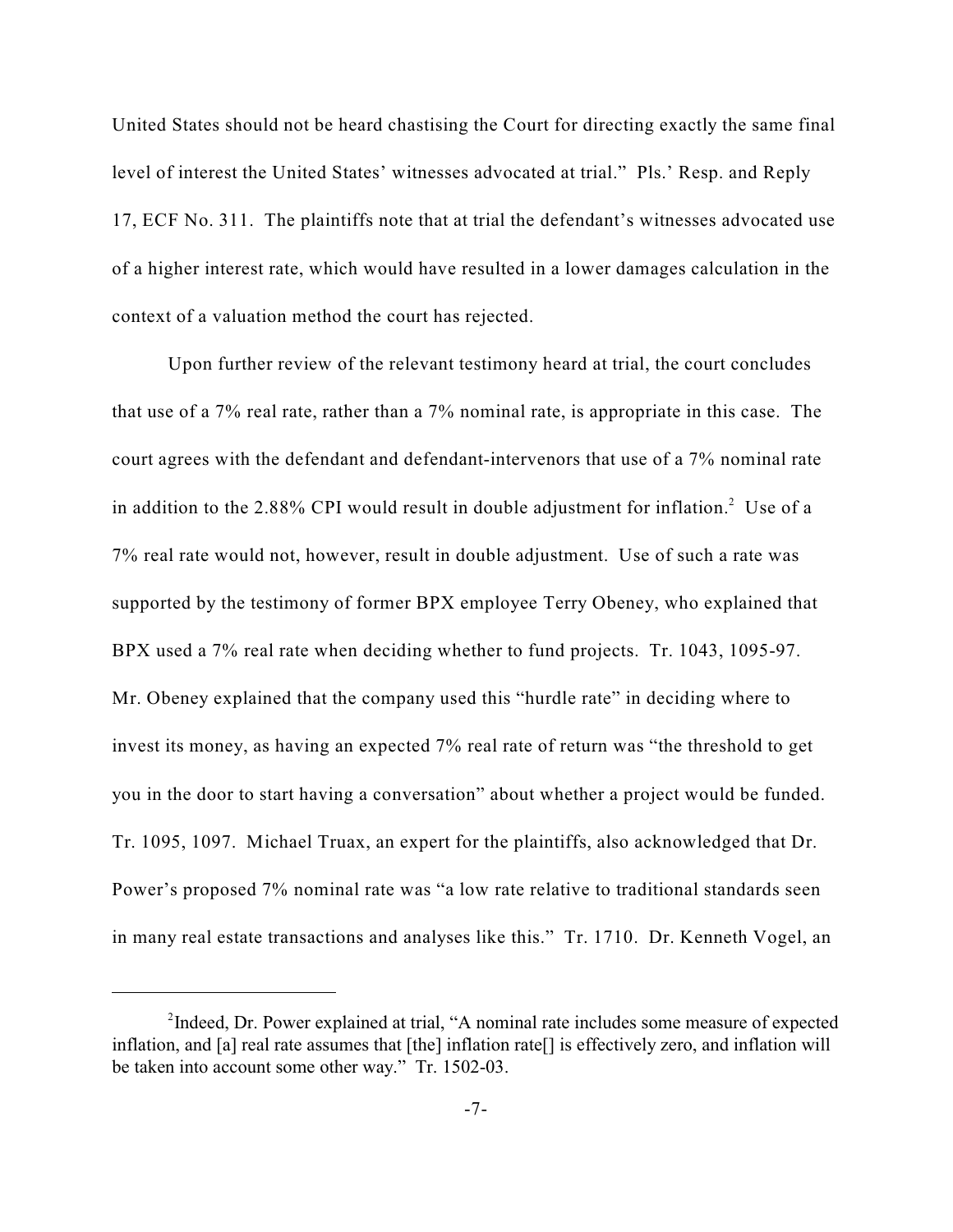United States should not be heard chastising the Court for directing exactly the same final level of interest the United States' witnesses advocated at trial." Pls.' Resp. and Reply 17, ECF No. 311. The plaintiffs note that at trial the defendant's witnesses advocated use of a higher interest rate, which would have resulted in a lower damages calculation in the context of a valuation method the court has rejected.

Upon further review of the relevant testimony heard at trial, the court concludes that use of a 7% real rate, rather than a 7% nominal rate, is appropriate in this case. The court agrees with the defendant and defendant-intervenors that use of a 7% nominal rate in addition to the 2.88% CPI would result in double adjustment for inflation.[2] Use of a 7% real rate would not, however, result in double adjustment. Use of such a rate was supported by the testimony of former BPX employee Terry Obeney, who explained that BPX used a 7% real rate when deciding whether to fund projects. Tr. 1043, 1095-97. Mr. Obeney explained that the company used this "hurdle rate" in deciding where to invest its money, as having an expected 7% real rate of return was "the threshold to get you in the door to start having a conversation" about whether a project would be funded. Tr. 1095, 1097. Michael Truax, an expert for the plaintiffs, also acknowledged that Dr. Power's proposed 7% nominal rate was "a low rate relative to traditional standards seen in many real estate transactions and analyses like this." Tr. 1710. Dr. Kenneth Vogel, an

---

[2] Indeed, Dr. Power explained at trial, "A nominal rate includes some measure of expected inflation, and [a] real rate assumes that [the] inflation rate[] is effectively zero, and inflation will be taken into account some other way." Tr. 1502-03.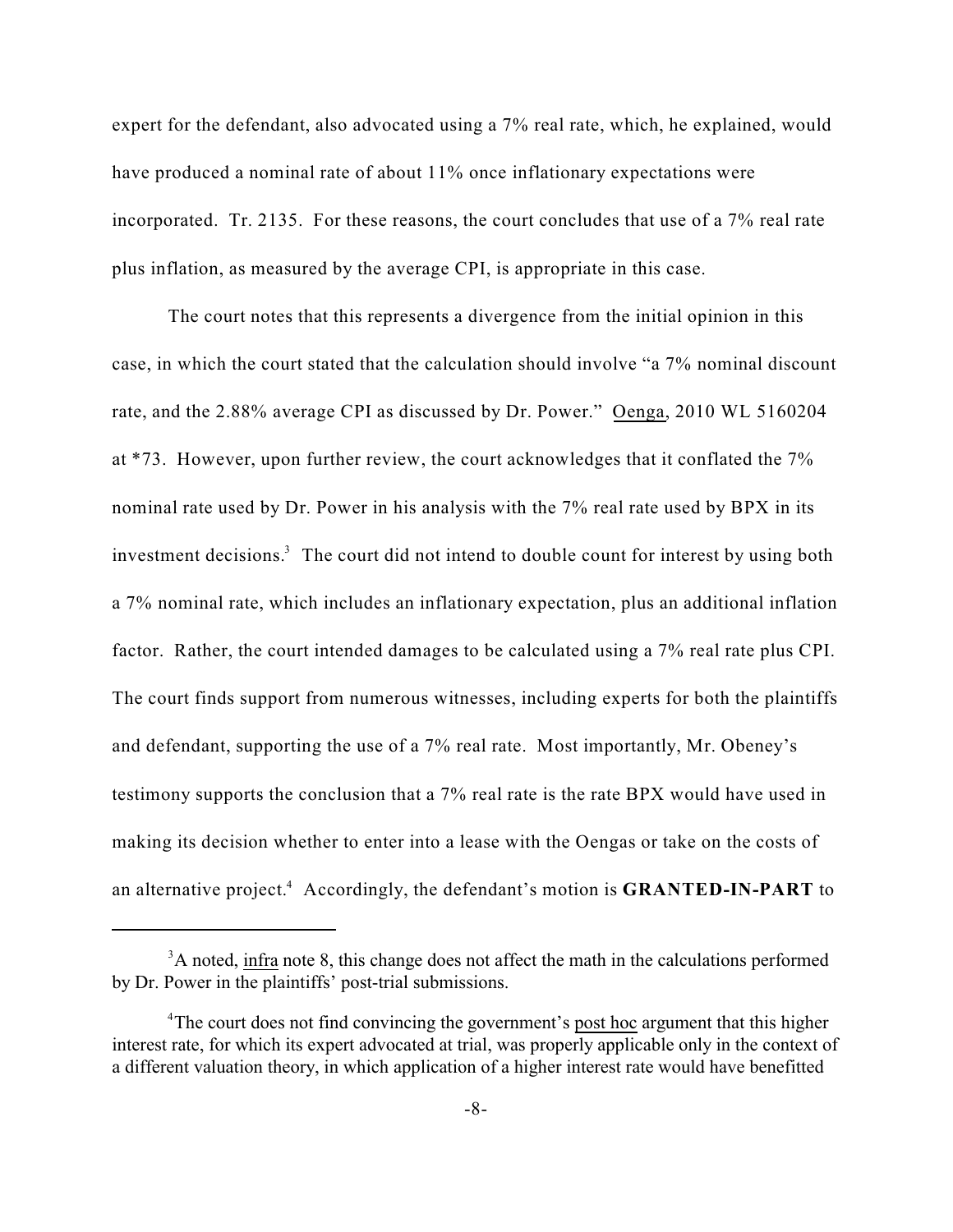expert for the defendant, also advocated using a 7% real rate, which, he explained, would have produced a nominal rate of about 11% once inflationary expectations were incorporated. Tr. 2135. For these reasons, the court concludes that use of a 7% real rate plus inflation, as measured by the average CPI, is appropriate in this case.

The court notes that this represents a divergence from the initial opinion in this case, in which the court stated that the calculation should involve "a 7% nominal discount rate, and the 2.88% average CPI as discussed by Dr. Power." Oenga, 2010 WL 5160204 at *73. However, upon further review, the court acknowledges that it conflated the 7% nominal rate used by Dr. Power in his analysis with the 7% real rate used by BPX in its investment decisions.[3] The court did not intend to double count for interest by using both a 7% nominal rate, which includes an inflationary expectation, plus an additional inflation factor. Rather, the court intended damages to be calculated using a 7% real rate plus CPI. The court finds support from numerous witnesses, including experts for both the plaintiffs and defendant, supporting the use of a 7% real rate. Most importantly, Mr. Obeney's testimony supports the conclusion that a 7% real rate is the rate BPX would have used in making its decision whether to enter into a lease with the Oengas or take on the costs of an alternative project.[4] Accordingly, the defendant's motion is **GRANTED-IN-PART** to

---

[3] A noted, infra note 8, this change does not affect the math in the calculations performed by Dr. Power in the plaintiffs' post-trial submissions.

[4] The court does not find convincing the government's post hoc argument that this higher interest rate, for which its expert advocated at trial, was properly applicable only in the context of a different valuation theory, in which application of a higher interest rate would have benefitted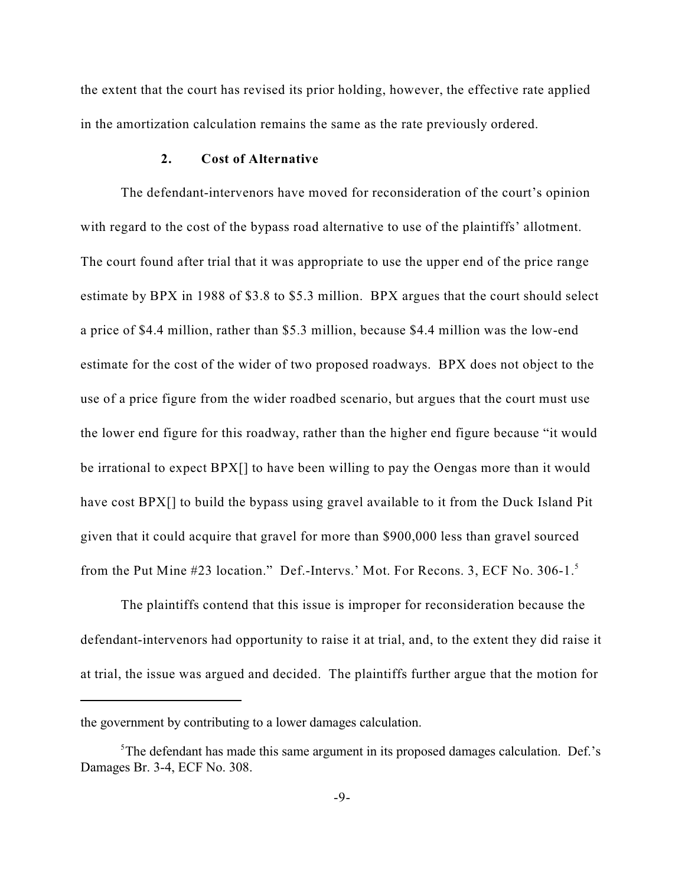the extent that the court has revised its prior holding, however, the effective rate applied in the amortization calculation remains the same as the rate previously ordered.

### 2. Cost of Alternative

The defendant-intervenors have moved for reconsideration of the court's opinion with regard to the cost of the bypass road alternative to use of the plaintiffs' allotment. The court found after trial that it was appropriate to use the upper end of the price range estimate by BPX in 1988 of $3.8 to $5.3 million. BPX argues that the court should select a price of $4.4 million, rather than $5.3 million, because $4.4 million was the low-end estimate for the cost of the wider of two proposed roadways. BPX does not object to the use of a price figure from the wider roadbed scenario, but argues that the court must use the lower end figure for this roadway, rather than the higher end figure because "it would be irrational to expect BPX[] to have been willing to pay the Oengas more than it would have cost BPX[] to build the bypass using gravel available to it from the Duck Island Pit given that it could acquire that gravel for more than $900,000 less than gravel sourced from the Put Mine #23 location." Def.-Intervs.' Mot. For Recons. 3, ECF No. 306-1.[5]

The plaintiffs contend that this issue is improper for reconsideration because the defendant-intervenors had opportunity to raise it at trial, and, to the extent they did raise it at trial, the issue was argued and decided. The plaintiffs further argue that the motion for

---

the government by contributing to a lower damages calculation.

[5] The defendant has made this same argument in its proposed damages calculation. Def.'s Damages Br. 3-4, ECF No. 308.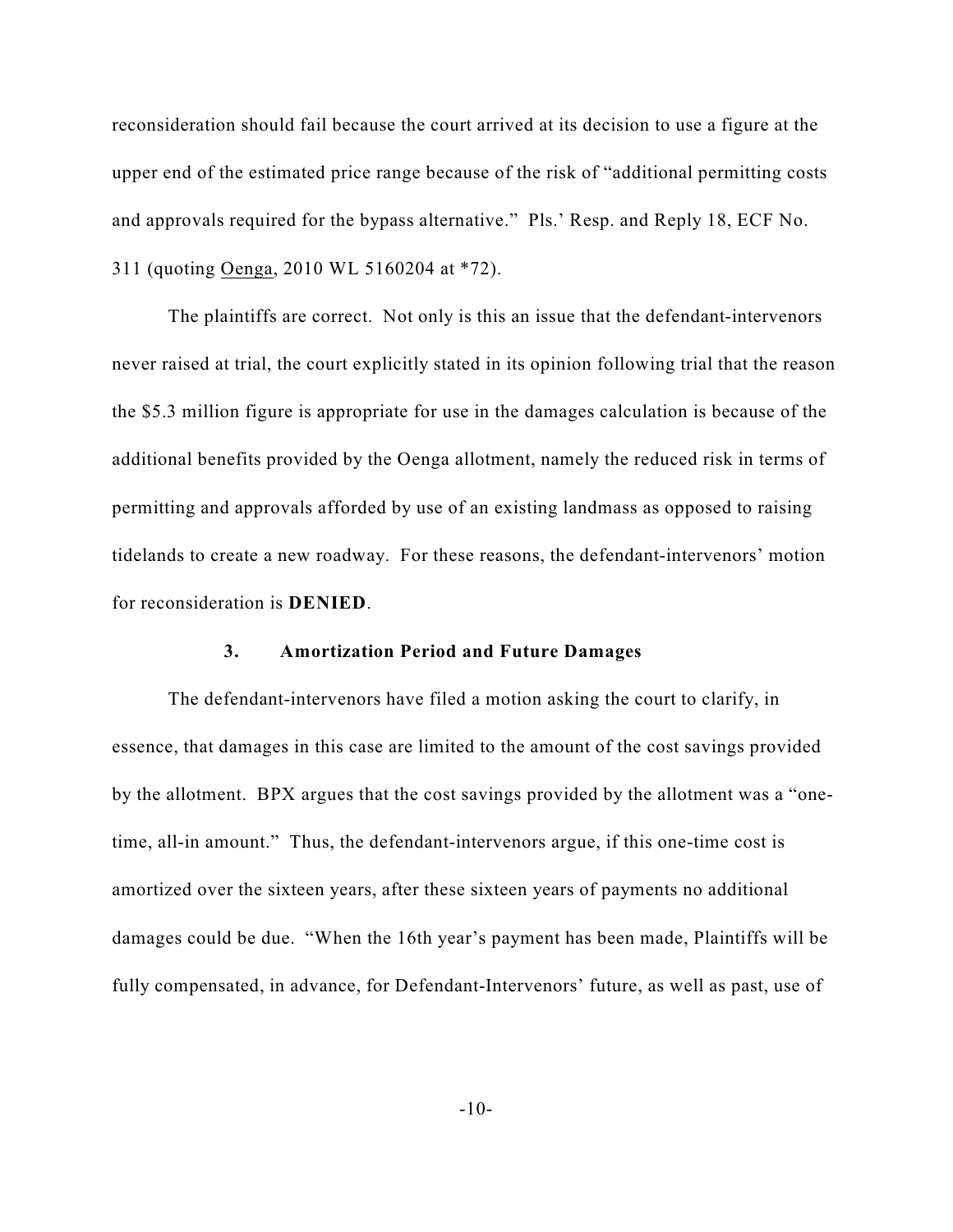reconsideration should fail because the court arrived at its decision to use a figure at the upper end of the estimated price range because of the risk of "additional permitting costs and approvals required for the bypass alternative." Pls.' Resp. and Reply 18, ECF No. 311 (quoting Oenga, 2010 WL 5160204 at *72).

The plaintiffs are correct. Not only is this an issue that the defendant-intervenors never raised at trial, the court explicitly stated in its opinion following trial that the reason the $5.3 million figure is appropriate for use in the damages calculation is because of the additional benefits provided by the Oenga allotment, namely the reduced risk in terms of permitting and approvals afforded by use of an existing landmass as opposed to raising tidelands to create a new roadway. For these reasons, the defendant-intervenors' motion for reconsideration is **DENIED**.

### 3. Amortization Period and Future Damages

The defendant-intervenors have filed a motion asking the court to clarify, in essence, that damages in this case are limited to the amount of the cost savings provided by the allotment. BPX argues that the cost savings provided by the allotment was a "one-time, all-in amount." Thus, the defendant-intervenors argue, if this one-time cost is amortized over the sixteen years, after these sixteen years of payments no additional damages could be due. "When the 16th year's payment has been made, Plaintiffs will be fully compensated, in advance, for Defendant-Intervenors' future, as well as past, use of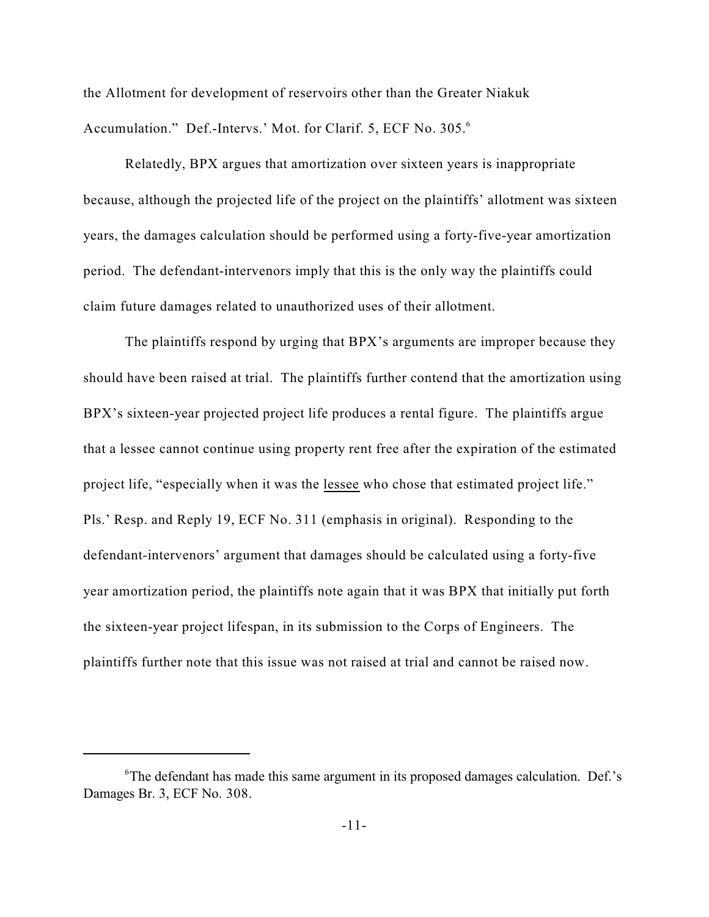the Allotment for development of reservoirs other than the Greater Niakuk Accumulation." Def.-Intervs.' Mot. for Clarif. 5, ECF No. 305.[6]

Relatedly, BPX argues that amortization over sixteen years is inappropriate because, although the projected life of the project on the plaintiffs' allotment was sixteen years, the damages calculation should be performed using a forty-five-year amortization period. The defendant-intervenors imply that this is the only way the plaintiffs could claim future damages related to unauthorized uses of their allotment.

The plaintiffs respond by urging that BPX's arguments are improper because they should have been raised at trial. The plaintiffs further contend that the amortization using BPX's sixteen-year projected project life produces a rental figure. The plaintiffs argue that a lessee cannot continue using property rent free after the expiration of the estimated project life, "especially when it was the <u>lessee</u> who chose that estimated project life." Pls.' Resp. and Reply 19, ECF No. 311 (emphasis in original). Responding to the defendant-intervenors' argument that damages should be calculated using a forty-five year amortization period, the plaintiffs note again that it was BPX that initially put forth the sixteen-year project lifespan, in its submission to the Corps of Engineers. The plaintiffs further note that this issue was not raised at trial and cannot be raised now.

---

[6] The defendant has made this same argument in its proposed damages calculation. Def.'s Damages Br. 3, ECF No. 308.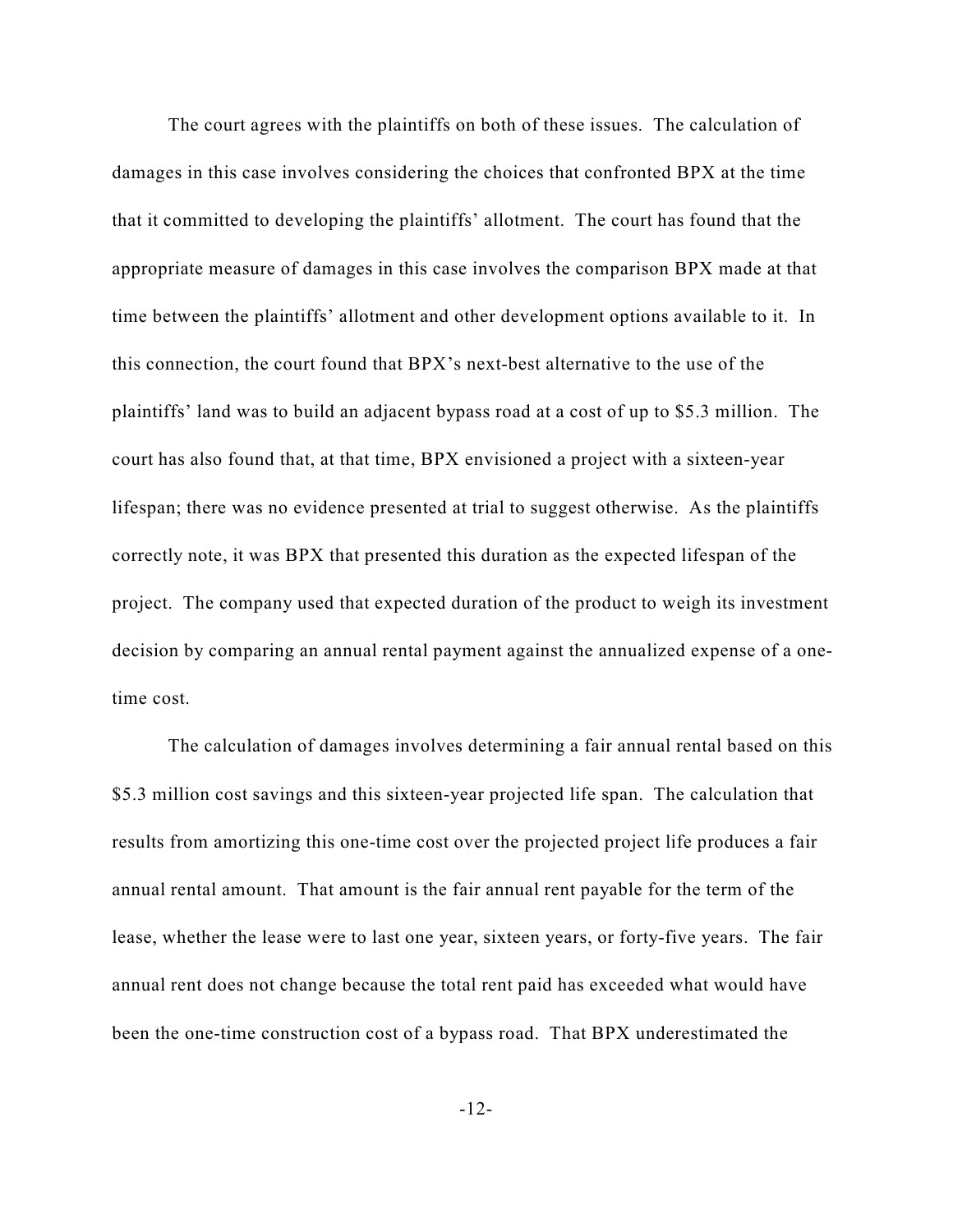The court agrees with the plaintiffs on both of these issues. The calculation of damages in this case involves considering the choices that confronted BPX at the time that it committed to developing the plaintiffs' allotment. The court has found that the appropriate measure of damages in this case involves the comparison BPX made at that time between the plaintiffs' allotment and other development options available to it. In this connection, the court found that BPX's next-best alternative to the use of the plaintiffs' land was to build an adjacent bypass road at a cost of up to $5.3 million. The court has also found that, at that time, BPX envisioned a project with a sixteen-year lifespan; there was no evidence presented at trial to suggest otherwise. As the plaintiffs correctly note, it was BPX that presented this duration as the expected lifespan of the project. The company used that expected duration of the product to weigh its investment decision by comparing an annual rental payment against the annualized expense of a one-time cost.

The calculation of damages involves determining a fair annual rental based on this $5.3 million cost savings and this sixteen-year projected life span. The calculation that results from amortizing this one-time cost over the projected project life produces a fair annual rental amount. That amount is the fair annual rent payable for the term of the lease, whether the lease were to last one year, sixteen years, or forty-five years. The fair annual rent does not change because the total rent paid has exceeded what would have been the one-time construction cost of a bypass road. That BPX underestimated the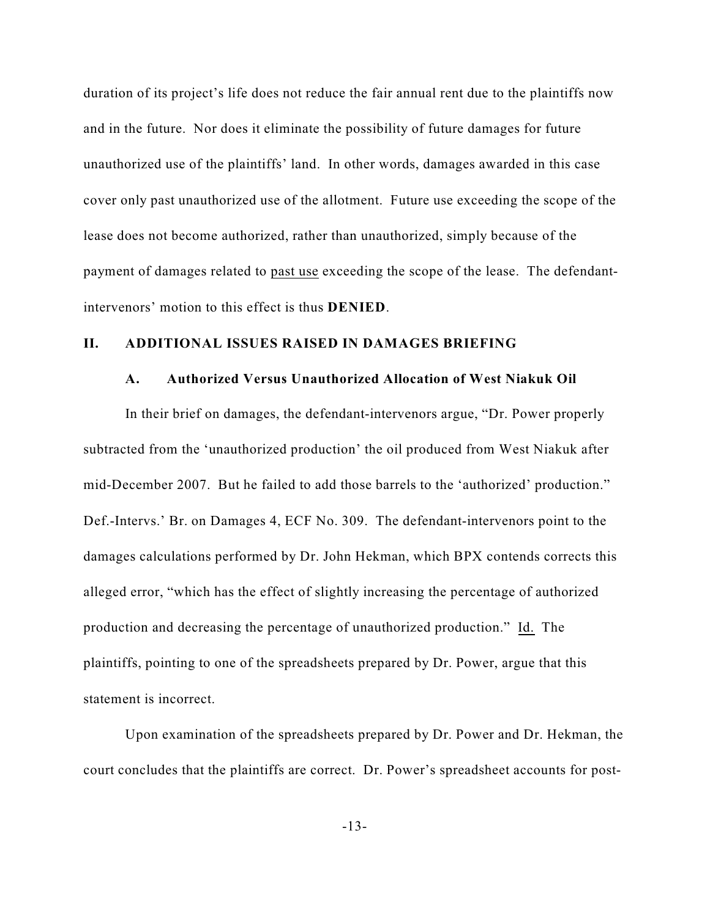duration of its project's life does not reduce the fair annual rent due to the plaintiffs now and in the future. Nor does it eliminate the possibility of future damages for future unauthorized use of the plaintiffs' land. In other words, damages awarded in this case cover only past unauthorized use of the allotment. Future use exceeding the scope of the lease does not become authorized, rather than unauthorized, simply because of the payment of damages related to past use exceeding the scope of the lease. The defendant-intervenors' motion to this effect is thus **DENIED**.

## II. ADDITIONAL ISSUES RAISED IN DAMAGES BRIEFING

### A. Authorized Versus Unauthorized Allocation of West Niakuk Oil

In their brief on damages, the defendant-intervenors argue, "Dr. Power properly subtracted from the 'unauthorized production' the oil produced from West Niakuk after mid-December 2007. But he failed to add those barrels to the 'authorized' production." Def.-Intervs.' Br. on Damages 4, ECF No. 309. The defendant-intervenors point to the damages calculations performed by Dr. John Hekman, which BPX contends corrects this alleged error, "which has the effect of slightly increasing the percentage of authorized production and decreasing the percentage of unauthorized production." Id. The plaintiffs, pointing to one of the spreadsheets prepared by Dr. Power, argue that this statement is incorrect.

Upon examination of the spreadsheets prepared by Dr. Power and Dr. Hekman, the court concludes that the plaintiffs are correct. Dr. Power's spreadsheet accounts for post-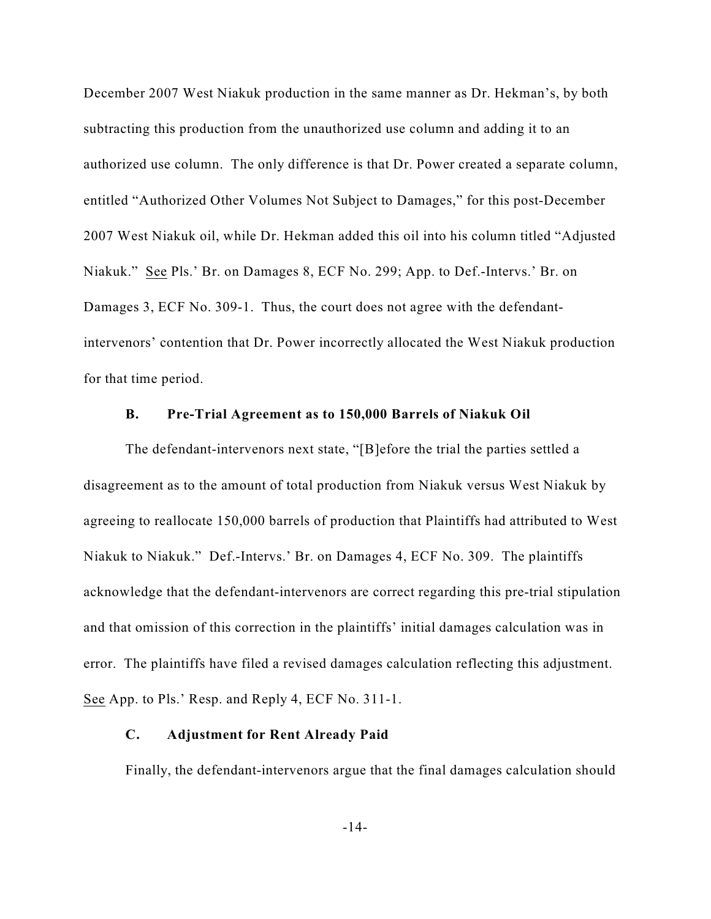December 2007 West Niakuk production in the same manner as Dr. Hekman's, by both subtracting this production from the unauthorized use column and adding it to an authorized use column. The only difference is that Dr. Power created a separate column, entitled "Authorized Other Volumes Not Subject to Damages," for this post-December 2007 West Niakuk oil, while Dr. Hekman added this oil into his column titled "Adjusted Niakuk." See Pls.' Br. on Damages 8, ECF No. 299; App. to Def.-Intervs.' Br. on Damages 3, ECF No. 309-1. Thus, the court does not agree with the defendant-intervenors' contention that Dr. Power incorrectly allocated the West Niakuk production for that time period.

### B. Pre-Trial Agreement as to 150,000 Barrels of Niakuk Oil

The defendant-intervenors next state, "[B]efore the trial the parties settled a disagreement as to the amount of total production from Niakuk versus West Niakuk by agreeing to reallocate 150,000 barrels of production that Plaintiffs had attributed to West Niakuk to Niakuk." Def.-Intervs.' Br. on Damages 4, ECF No. 309. The plaintiffs acknowledge that the defendant-intervenors are correct regarding this pre-trial stipulation and that omission of this correction in the plaintiffs' initial damages calculation was in error. The plaintiffs have filed a revised damages calculation reflecting this adjustment. See App. to Pls.' Resp. and Reply 4, ECF No. 311-1.

### C. Adjustment for Rent Already Paid

Finally, the defendant-intervenors argue that the final damages calculation should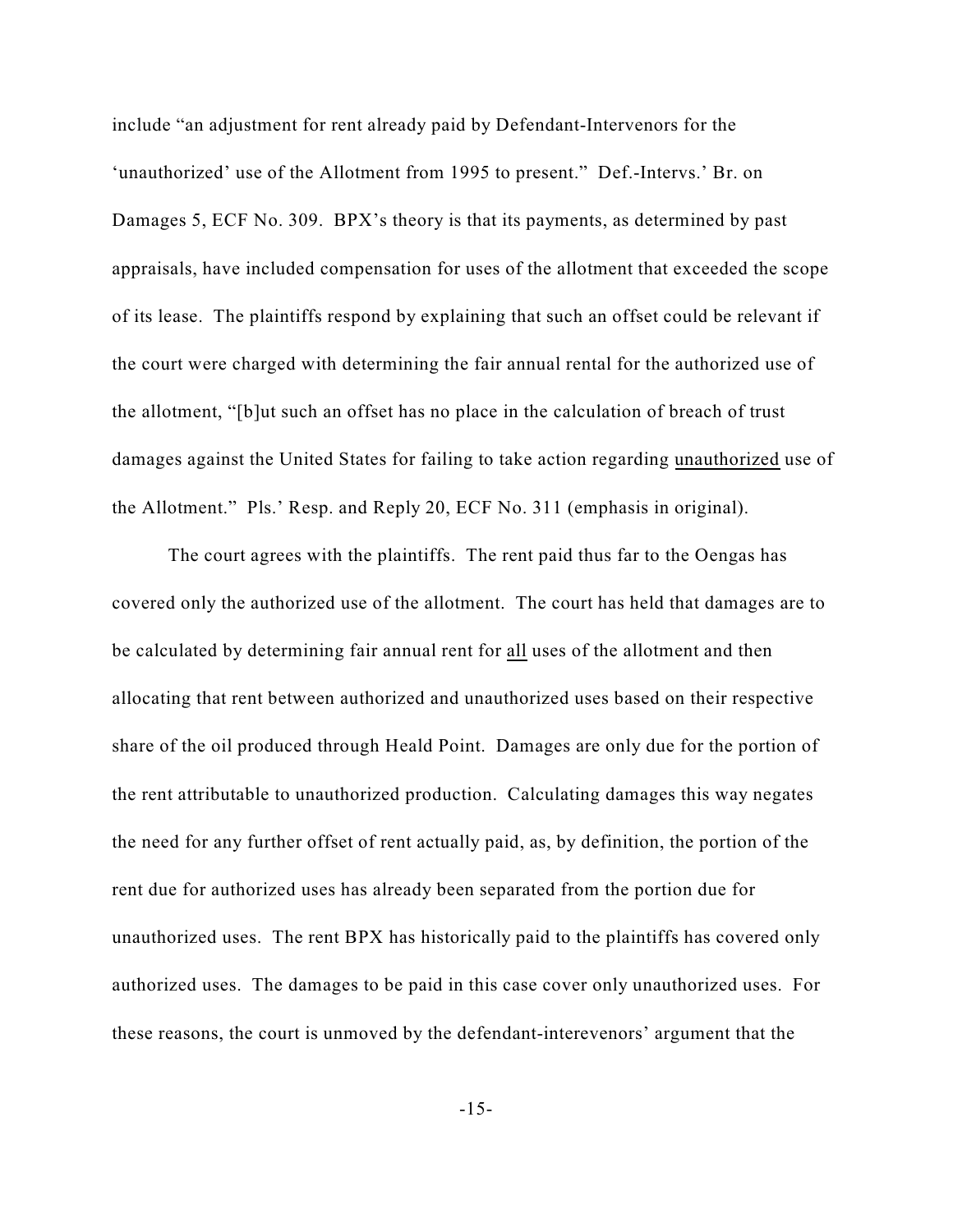include "an adjustment for rent already paid by Defendant-Intervenors for the 'unauthorized' use of the Allotment from 1995 to present." Def.-Intervs.' Br. on Damages 5, ECF No. 309. BPX's theory is that its payments, as determined by past appraisals, have included compensation for uses of the allotment that exceeded the scope of its lease. The plaintiffs respond by explaining that such an offset could be relevant if the court were charged with determining the fair annual rental for the authorized use of the allotment, "[b]ut such an offset has no place in the calculation of breach of trust damages against the United States for failing to take action regarding <u>unauthorized</u> use of the Allotment." Pls.' Resp. and Reply 20, ECF No. 311 (emphasis in original).

The court agrees with the plaintiffs. The rent paid thus far to the Oengas has covered only the authorized use of the allotment. The court has held that damages are to be calculated by determining fair annual rent for <u>all</u> uses of the allotment and then allocating that rent between authorized and unauthorized uses based on their respective share of the oil produced through Heald Point. Damages are only due for the portion of the rent attributable to unauthorized production. Calculating damages this way negates the need for any further offset of rent actually paid, as, by definition, the portion of the rent due for authorized uses has already been separated from the portion due for unauthorized uses. The rent BPX has historically paid to the plaintiffs has covered only authorized uses. The damages to be paid in this case cover only unauthorized uses. For these reasons, the court is unmoved by the defendant-interevenors' argument that the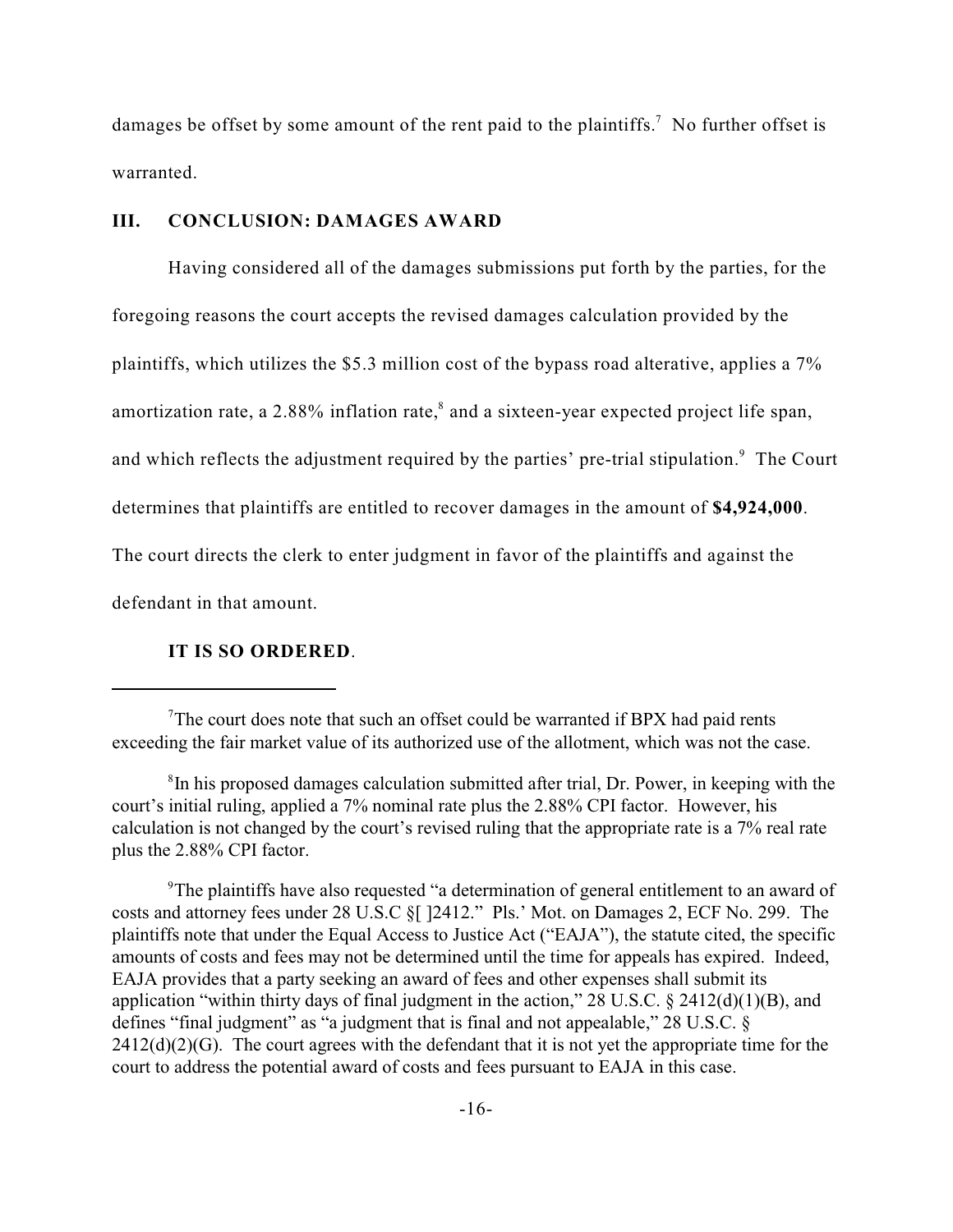damages be offset by some amount of the rent paid to the plaintiffs.[7] No further offset is warranted.

## III. CONCLUSION: DAMAGES AWARD

Having considered all of the damages submissions put forth by the parties, for the foregoing reasons the court accepts the revised damages calculation provided by the plaintiffs, which utilizes the $5.3 million cost of the bypass road alterative, applies a 7% amortization rate, a 2.88% inflation rate,[8] and a sixteen-year expected project life span, and which reflects the adjustment required by the parties' pre-trial stipulation.[9] The Court determines that plaintiffs are entitled to recover damages in the amount of **$4,924,000**. The court directs the clerk to enter judgment in favor of the plaintiffs and against the defendant in that amount.

**IT IS SO ORDERED**.

---

[7] The court does note that such an offset could be warranted if BPX had paid rents exceeding the fair market value of its authorized use of the allotment, which was not the case.

[8] In his proposed damages calculation submitted after trial, Dr. Power, in keeping with the court's initial ruling, applied a 7% nominal rate plus the 2.88% CPI factor. However, his calculation is not changed by the court's revised ruling that the appropriate rate is a 7% real rate plus the 2.88% CPI factor.

[9] The plaintiffs have also requested "a determination of general entitlement to an award of costs and attorney fees under 28 U.S.C §[ ]2412." Pls.' Mot. on Damages 2, ECF No. 299. The plaintiffs note that under the Equal Access to Justice Act ("EAJA"), the statute cited, the specific amounts of costs and fees may not be determined until the time for appeals has expired. Indeed, EAJA provides that a party seeking an award of fees and other expenses shall submit its application "within thirty days of final judgment in the action," 28 U.S.C. § 2412(d)(1)(B), and defines "final judgment" as "a judgment that is final and not appealable," 28 U.S.C. § 2412(d)(2)(G). The court agrees with the defendant that it is not yet the appropriate time for the court to address the potential award of costs and fees pursuant to EAJA in this case.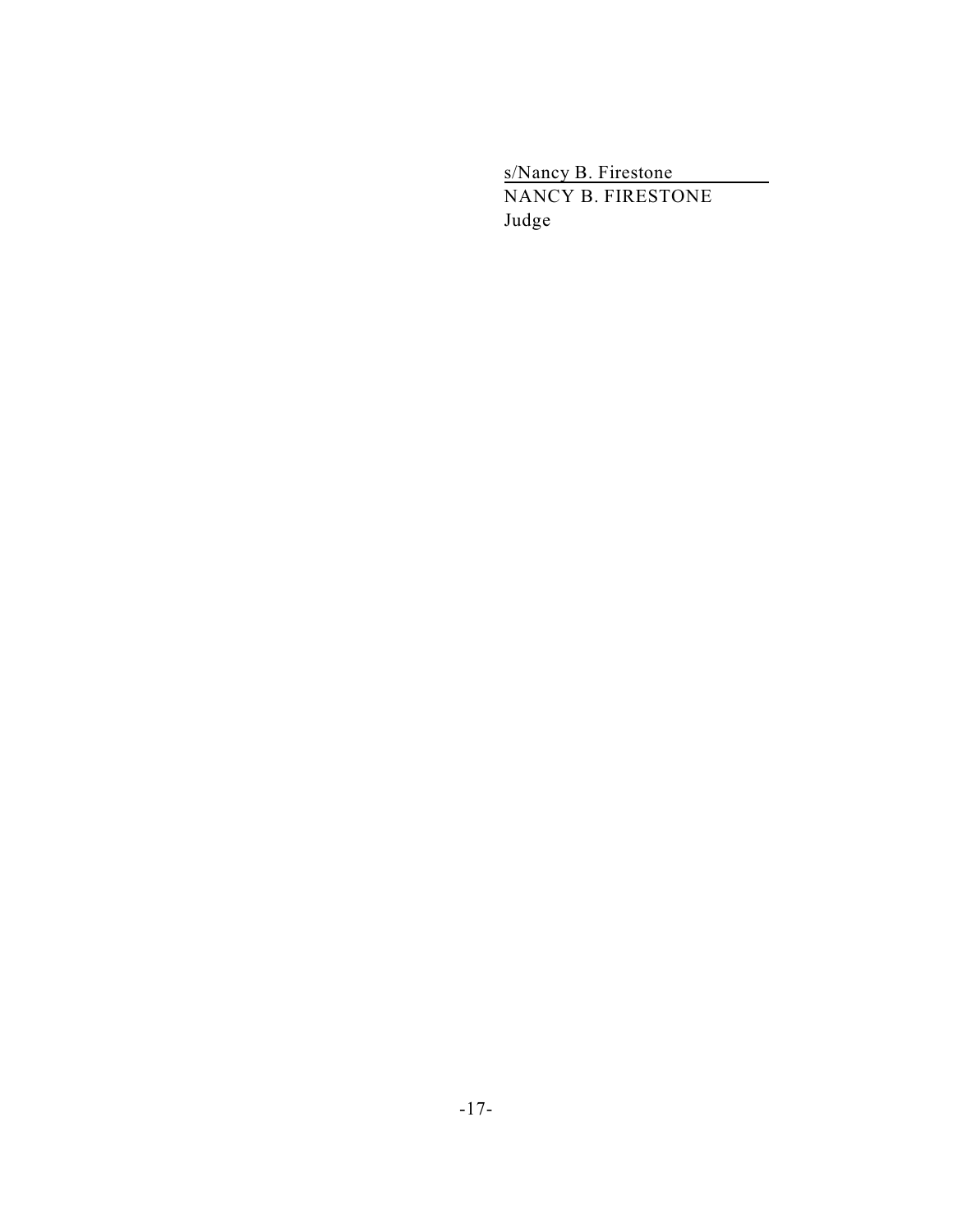s/Nancy B. Firestone
NANCY B. FIRESTONE
Judge